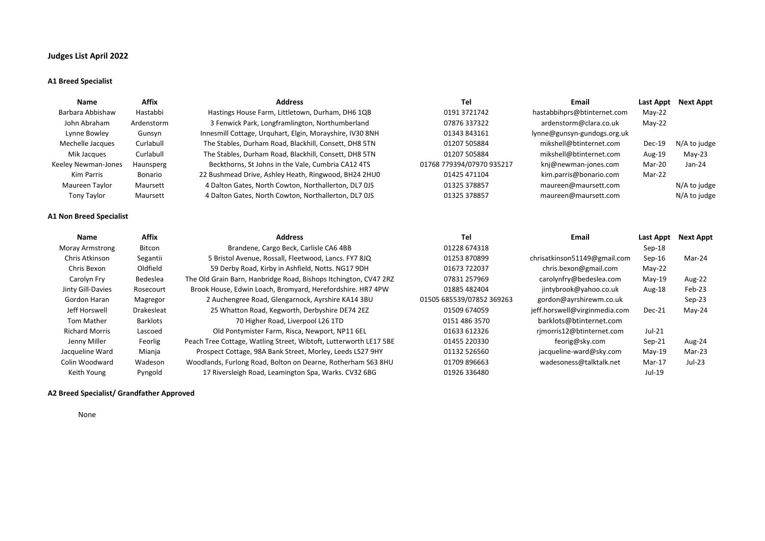## Judges List April 2022

### A1 Breed Specialist

| Name | Affix | Address | Tel | Email | Last Appt | Next Appt |
|---|---|---|---|---|---|---|
| Barbara Abbishaw | Hastabbi | Hastings House Farm, Littletown, Durham, DH6 1QB | 0191 3721742 | hastabbihprs@btinternet.com | May-22 | |
| John Abraham | Ardenstorm | 3 Fenwick Park, Longframlington, Northumberland | 07876 337322 | ardenstorm@clara.co.uk | May-22 | |
| Lynne Bowley | Gunsyn | Innesmill Cottage, Urquhart, Elgin, Morayshire, IV30 8NH | 01343 843161 | lynne@gunsyn-gundogs.org.uk | | |
| Mechelle Jacques | Curlabull | The Stables, Durham Road, Blackhill, Consett, DH8 5TN | 01207 505884 | mikshell@btinternet.com | Dec-19 | N/A to judge |
| Mik Jacques | Curlabull | The Stables, Durham Road, Blackhill, Consett, DH8 5TN | 01207 505884 | mikshell@btinternet.com | Aug-19 | May-23 |
| Keeley Newman-Jones | Haunsperg | Beckthorns, St Johns in the Vale, Cumbria CA12 4TS | 01768 779394/07970 935217 | knj@newman-jones.com | Mar-20 | Jan-24 |
| Kim Parris | Bonario | 22 Bushmead Drive, Ashley Heath, Ringwood, BH24 2HU0 | 01425 471104 | kim.parris@bonario.com | Mar-22 | |
| Maureen Taylor | Maursett | 4 Dalton Gates, North Cowton, Northallerton, DL7 0JS | 01325 378857 | maureen@maursett.com | | N/A to judge |
| Tony Taylor | Maursett | 4 Dalton Gates, North Cowton, Northallerton, DL7 0JS | 01325 378857 | maureen@maursett.com | | N/A to judge |

### A1 Non Breed Specialist

| Name | Affix | Address | Tel | Email | Last Appt | Next Appt |
|---|---|---|---|---|---|---|
| Moray Armstrong | Bitcon | Brandene, Cargo Beck, Carlisle CA6 4BB | 01228 674318 | | Sep-18 | |
| Chris Atkinson | Segantii | 5 Bristol Avenue, Rossall, Fleetwood, Lancs. FY7 8JQ | 01253 870899 | chrisatkinson51149@gmail.com | Sep-16 | Mar-24 |
| Chris Bexon | Oldfield | 59 Derby Road, Kirby in Ashfield, Notts. NG17 9DH | 01673 722037 | chris.bexon@gmail.com | May-22 | |
| Carolyn Fry | Bedeslea | The Old Grain Barn, Hanbridge Road, Bishops Itchington, CV47 2RZ | 07831 257969 | carolynfry@bedeslea.com | May-19 | Aug-22 |
| Jinty Gill-Davies | Rosecourt | Brook House, Edwin Loach, Bromyard, Herefordshire. HR7 4PW | 01885 482404 | jintybrook@yahoo.co.uk | Aug-18 | Feb-23 |
| Gordon Haran | Magregor | 2 Auchengree Road, Glengarnock, Ayrshire KA14 3BU | 01505 685539/07852 369263 | gordon@ayrshirewm.co.uk | | Sep-23 |
| Jeff Horswell | Drakesleat | 25 Whatton Road, Kegworth, Derbyshire DE74 2EZ | 01509 674059 | jeff.horswell@virginmedia.com | Dec-21 | May-24 |
| Tom Mather | Barklots | 70 Higher Road, Liverpool L26 1TD | 0151 486 3570 | barklots@btinternet.com | | |
| Richard Morris | Lascoed | Old Pontymister Farm, Risca, Newport, NP11 6EL | 01633 612326 | rjmorris12@btinternet.com | Jul-21 | |
| Jenny Miller | Feorlig | Peach Tree Cottage, Watling Street, Wibtoft, Lutterworth LE17 5BE | 01455 220330 | feorig@sky.com | Sep-21 | Aug-24 |
| Jacqueline Ward | Mianja | Prospect Cottage, 98A Bank Street, Morley, Leeds LS27 9HY | 01132 526560 | jacqueline-ward@sky.com | May-19 | Mar-23 |
| Colin Woodward | Wadeson | Woodlands, Furlong Road, Bolton on Dearne, Rotherham S63 8HU | 01709 896663 | wadesoness@talktalk.net | Mar-17 | Jul-23 |
| Keith Young | Pyngold | 17 Riversleigh Road, Leamington Spa, Warks. CV32 6BG | 01926 336480 | | Jul-19 | |

### A2 Breed Specialist/ Grandfather Approved

None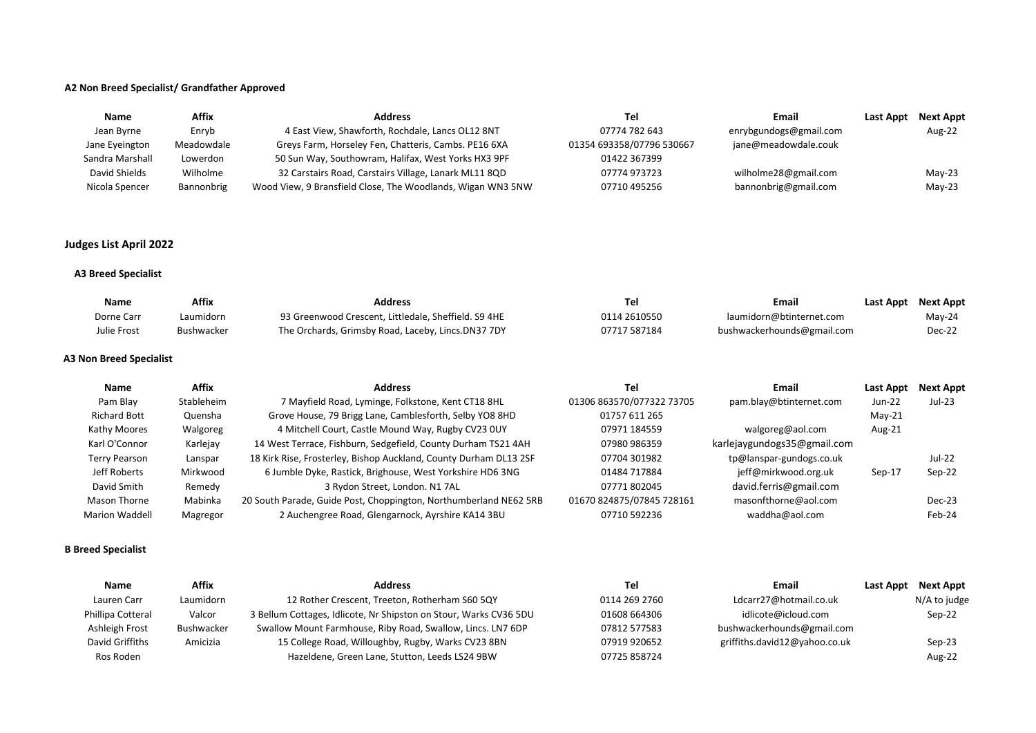**A2 Non Breed Specialist/ Grandfather Approved**

| Name | Affix | Address | Tel | Email | Last Appt | Next Appt |
|---|---|---|---|---|---|---|
| Jean Byrne | Enryb | 4 East View, Shawforth, Rochdale, Lancs OL12 8NT | 07774 782 643 | enrybgundogs@gmail.com | | Aug-22 |
| Jane Eyeington | Meadowdale | Greys Farm, Horseley Fen, Chatteris, Cambs. PE16 6XA | 01354 693358/07796 530667 | jane@meadowdale.couk | | |
| Sandra Marshall | Lowerdon | 50 Sun Way, Southowram, Halifax, West Yorks HX3 9PF | 01422 367399 | | | |
| David Shields | Wilholme | 32 Carstairs Road, Carstairs Village, Lanark ML11 8QD | 07774 973723 | wilholme28@gmail.com | | May-23 |
| Nicola Spencer | Bannonbrig | Wood View, 9 Bransfield Close, The Woodlands, Wigan WN3 5NW | 07710 495256 | bannonbrig@gmail.com | | May-23 |

## Judges List April 2022

**A3 Breed Specialist**

| Name | Affix | Address | Tel | Email | Last Appt | Next Appt |
|---|---|---|---|---|---|---|
| Dorne Carr | Laumidorn | 93 Greenwood Crescent, Littledale, Sheffield. S9 4HE | 0114 2610550 | laumidorn@btinternet.com | | May-24 |
| Julie Frost | Bushwacker | The Orchards, Grimsby Road, Laceby, Lincs.DN37 7DY | 07717 587184 | bushwackerhounds@gmail.com | | Dec-22 |

**A3 Non Breed Specialist**

| Name | Affix | Address | Tel | Email | Last Appt | Next Appt |
|---|---|---|---|---|---|---|
| Pam Blay | Stableheim | 7 Mayfield Road, Lyminge, Folkstone, Kent CT18 8HL | 01306 863570/077322 73705 | pam.blay@btinternet.com | Jun-22 | Jul-23 |
| Richard Bott | Quensha | Grove House, 79 Brigg Lane, Camblesforth, Selby YO8 8HD | 01757 611 265 | | May-21 | |
| Kathy Moores | Walgoreg | 4 Mitchell Court, Castle Mound Way, Rugby CV23 0UY | 07971 184559 | walgoreg@aol.com | Aug-21 | |
| Karl O'Connor | Karlejay | 14 West Terrace, Fishburn, Sedgefield, County Durham TS21 4AH | 07980 986359 | karlejaygundogs35@gmail.com | | |
| Terry Pearson | Lanspar | 18 Kirk Rise, Frosterley, Bishop Auckland, County Durham DL13 2SF | 07704 301982 | tp@lanspar-gundogs.co.uk | | Jul-22 |
| Jeff Roberts | Mirkwood | 6 Jumble Dyke, Rastick, Brighouse, West Yorkshire HD6 3NG | 01484 717884 | jeff@mirkwood.org.uk | Sep-17 | Sep-22 |
| David Smith | Remedy | 3 Rydon Street, London. N1 7AL | 07771 802045 | david.ferris@gmail.com | | |
| Mason Thorne | Mabinka | 20 South Parade, Guide Post, Choppington, Northumberland NE62 5RB | 01670 824875/07845 728161 | masonfthorne@aol.com | | Dec-23 |
| Marion Waddell | Magregor | 2 Auchengree Road, Glengarnock, Ayrshire KA14 3BU | 07710 592236 | waddha@aol.com | | Feb-24 |

**B Breed Specialist**

| Name | Affix | Address | Tel | Email | Last Appt | Next Appt |
|---|---|---|---|---|---|---|
| Lauren Carr | Laumidorn | 12 Rother Crescent, Treeton, Rotherham S60 5QY | 0114 269 2760 | Ldcarr27@hotmail.co.uk | | N/A to judge |
| Phillipa Cotteral | Valcor | 3 Bellum Cottages, Idlicote, Nr Shipston on Stour, Warks CV36 5DU | 01608 664306 | idlicote@icloud.com | | Sep-22 |
| Ashleigh Frost | Bushwacker | Swallow Mount Farmhouse, Riby Road, Swallow, Lincs. LN7 6DP | 07812 577583 | bushwackerhounds@gmail.com | | |
| David Griffiths | Amicizia | 15 College Road, Willoughby, Rugby, Warks CV23 8BN | 07919 920652 | griffiths.david12@yahoo.co.uk | | Sep-23 |
| Ros Roden | | Hazeldene, Green Lane, Stutton, Leeds LS24 9BW | 07725 858724 | | | Aug-22 |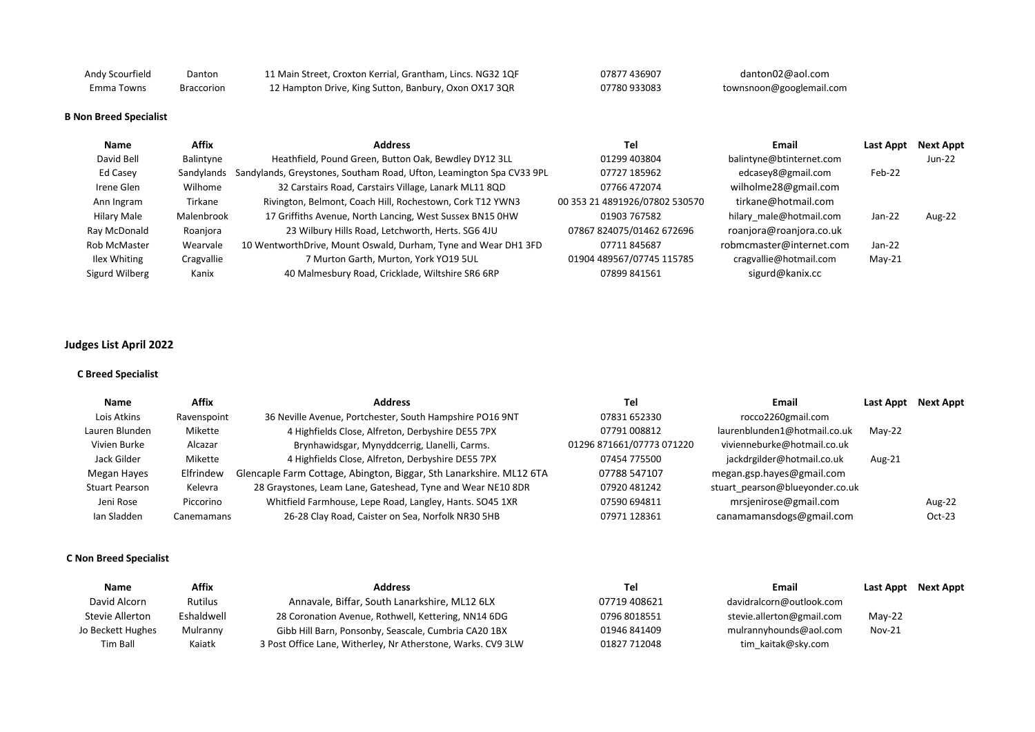| Name | Affix | Address | Tel | Email | Last Appt | Next Appt |
|---|---|---|---|---|---|---|
| Andy Scourfield | Danton | 11 Main Street, Croxton Kerrial, Grantham, Lincs. NG32 1QF | 07877 436907 | danton02@aol.com | | |
| Emma Towns | Braccorion | 12 Hampton Drive, King Sutton, Banbury, Oxon OX17 3QR | 07780 933083 | townsnoon@googlemail.com | | |

**B Non Breed Specialist**

| Name | Affix | Address | Tel | Email | Last Appt | Next Appt |
|---|---|---|---|---|---|---|
| David Bell | Balintyne | Heathfield, Pound Green, Button Oak, Bewdley DY12 3LL | 01299 403804 | balintyne@btinternet.com | | Jun-22 |
| Ed Casey | Sandylands | Sandylands, Greystones, Southam Road, Ufton, Leamington Spa CV33 9PL | 07727 185962 | edcasey8@gmail.com | Feb-22 | |
| Irene Glen | Wilhome | 32 Carstairs Road, Carstairs Village, Lanark ML11 8QD | 07766 472074 | wilholme28@gmail.com | | |
| Ann Ingram | Tirkane | Rivington, Belmont, Coach Hill, Rochestown, Cork T12 YWN3 | 00 353 21 4891926/07802 530570 | tirkane@hotmail.com | | |
| Hilary Male | Malenbrook | 17 Griffiths Avenue, North Lancing, West Sussex BN15 0HW | 01903 767582 | hilary_male@hotmail.com | Jan-22 | Aug-22 |
| Ray McDonald | Roanjora | 23 Wilbury Hills Road, Letchworth, Herts. SG6 4JU | 07867 824075/01462 672696 | roanjora@roanjora.co.uk | | |
| Rob McMaster | Wearvale | 10 WentworthDrive, Mount Oswald, Durham, Tyne and Wear DH1 3FD | 07711 845687 | robmcmaster@internet.com | Jan-22 | |
| Ilex Whiting | Cragvallie | 7 Murton Garth, Murton, York YO19 5UL | 01904 489567/07745 115785 | cragvallie@hotmail.com | May-21 | |
| Sigurd Wilberg | Kanix | 40 Malmesbury Road, Cricklade, Wiltshire SR6 6RP | 07899 841561 | sigurd@kanix.cc | | |

## Judges List April 2022

**C Breed Specialist**

| Name | Affix | Address | Tel | Email | Last Appt | Next Appt |
|---|---|---|---|---|---|---|
| Lois Atkins | Ravenspoint | 36 Neville Avenue, Portchester, South Hampshire PO16 9NT | 07831 652330 | rocco2260gmail.com | | |
| Lauren Blunden | Mikette | 4 Highfields Close, Alfreton, Derbyshire DE55 7PX | 07791 008812 | laurenblunden1@hotmail.co.uk | May-22 | |
| Vivien Burke | Alcazar | Brynhawidsgar, Mynyddcerrig, Llanelli, Carms. | 01296 871661/07773 071220 | vivienneburke@hotmail.co.uk | | |
| Jack Gilder | Mikette | 4 Highfields Close, Alfreton, Derbyshire DE55 7PX | 07454 775500 | jackdrgilder@hotmail.co.uk | Aug-21 | |
| Megan Hayes | Elfrindew | Glencaple Farm Cottage, Abington, Biggar, Sth Lanarkshire. ML12 6TA | 07788 547107 | megan.gsp.hayes@gmail.com | | |
| Stuart Pearson | Kelevra | 28 Graystones, Leam Lane, Gateshead, Tyne and Wear NE10 8DR | 07920 481242 | stuart_pearson@blueyonder.co.uk | | |
| Jeni Rose | Piccorino | Whitfield Farmhouse, Lepe Road, Langley, Hants. SO45 1XR | 07590 694811 | mrsjenirose@gmail.com | | Aug-22 |
| Ian Sladden | Canemamans | 26-28 Clay Road, Caister on Sea, Norfolk NR30 5HB | 07971 128361 | canamamansdogs@gmail.com | | Oct-23 |

**C Non Breed Specialist**

| Name | Affix | Address | Tel | Email | Last Appt | Next Appt |
|---|---|---|---|---|---|---|
| David Alcorn | Rutilus | Annavale, Biffar, South Lanarkshire, ML12 6LX | 07719 408621 | davidralcorn@outlook.com | | |
| Stevie Allerton | Eshaldwell | 28 Coronation Avenue, Rothwell, Kettering, NN14 6DG | 0796 8018551 | stevie.allerton@gmail.com | May-22 | |
| Jo Beckett Hughes | Mulranny | Gibb Hill Barn, Ponsonby, Seascale, Cumbria CA20 1BX | 01946 841409 | mulrannyhounds@aol.com | Nov-21 | |
| Tim Ball | Kaiatk | 3 Post Office Lane, Witherley, Nr Atherstone, Warks. CV9 3LW | 01827 712048 | tim_kaitak@sky.com | | |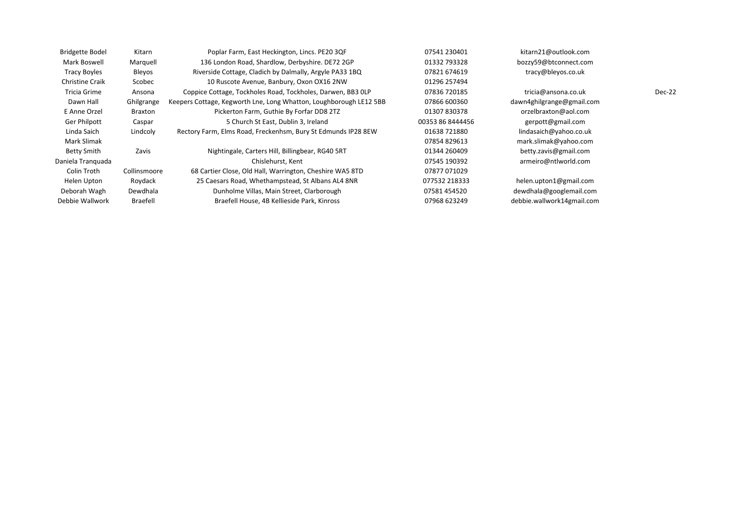| | | | | | |
|---|---|---|---|---|---|
| Bridgette Bodel | Kitarn | Poplar Farm, East Heckington, Lincs. PE20 3QF | 07541 230401 | kitarn21@outlook.com | |
| Mark Boswell | Marquell | 136 London Road, Shardlow, Derbyshire. DE72 2GP | 01332 793328 | bozzy59@btconnect.com | |
| Tracy Boyles | Bleyos | Riverside Cottage, Cladich by Dalmally, Argyle PA33 1BQ | 07821 674619 | tracy@bleyos.co.uk | |
| Christine Craik | Scobec | 10 Ruscote Avenue, Banbury, Oxon OX16 2NW | 01296 257494 | | |
| Tricia Grime | Ansona | Coppice Cottage, Tockholes Road, Tockholes, Darwen, BB3 0LP | 07836 720185 | tricia@ansona.co.uk | Dec-22 |
| Dawn Hall | Ghilgrange | Keepers Cottage, Kegworth Lne, Long Whatton, Loughborough LE12 5BB | 07866 600360 | dawn4ghilgrange@gmail.com | |
| E Anne Orzel | Braxton | Pickerton Farm, Guthie By Forfar DD8 2TZ | 01307 830378 | orzelbraxton@aol.com | |
| Ger Philpott | Caspar | 5 Church St East, Dublin 3, Ireland | 00353 86 8444456 | gerpott@gmail.com | |
| Linda Saich | Lindcoly | Rectory Farm, Elms Road, Freckenhsm, Bury St Edmunds IP28 8EW | 01638 721880 | lindasaich@yahoo.co.uk | |
| Mark Slimak | | | 07854 829613 | mark.slimak@yahoo.com | |
| Betty Smith | Zavis | Nightingale, Carters Hill, Billingbear, RG40 5RT | 01344 260409 | betty.zavis@gmail.com | |
| Daniela Tranquada | | Chislehurst, Kent | 07545 190392 | armeiro@ntlworld.com | |
| Colin Troth | Collinsmoore | 68 Cartier Close, Old Hall, Warrington, Cheshire WA5 8TD | 07877 071029 | | |
| Helen Upton | Roydack | 25 Caesars Road, Whethampstead, St Albans AL4 8NR | 077532 218333 | helen.upton1@gmail.com | |
| Deborah Wagh | Dewdhala | Dunholme Villas, Main Street, Clarborough | 07581 454520 | dewdhala@googlemail.com | |
| Debbie Wallwork | Braefell | Braefell House, 4B Kellieside Park, Kinross | 07968 623249 | debbie.wallwork14gmail.com | |